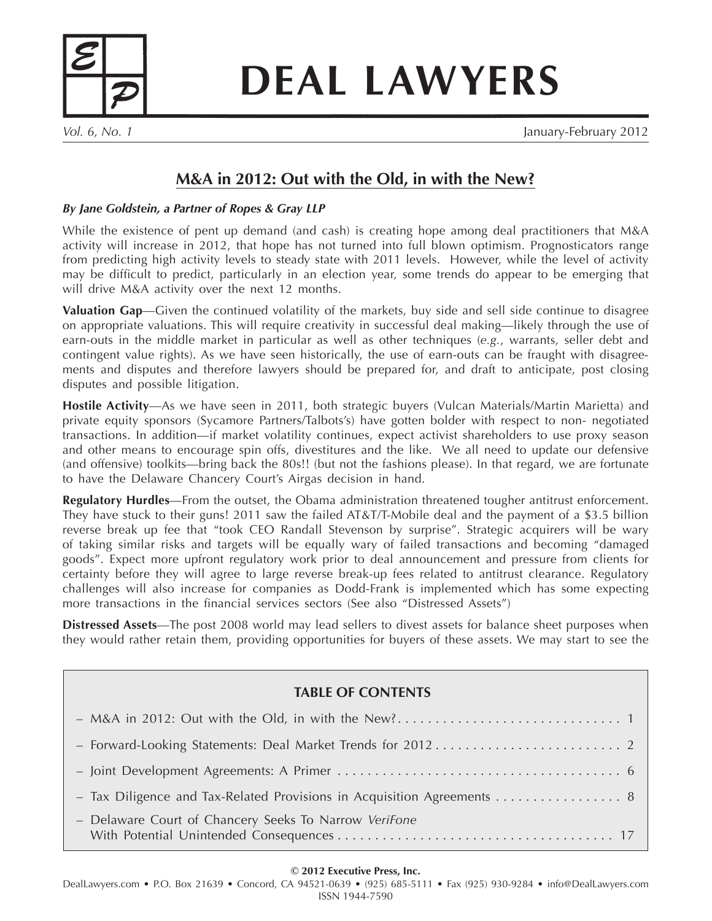# DEAL LAWYERS

*Vol. 6, No. 1* January-February 2012

## M&A in 2012: Out with the Old, in with the New?

***By Jane Goldstein, a Partner of Ropes & Gray LLP***

While the existence of pent up demand (and cash) is creating hope among deal practitioners that M&A activity will increase in 2012, that hope has not turned into full blown optimism. Prognosticators range from predicting high activity levels to steady state with 2011 levels. However, while the level of activity may be difficult to predict, particularly in an election year, some trends do appear to be emerging that will drive M&A activity over the next 12 months.

**Valuation Gap**—Given the continued volatility of the markets, buy side and sell side continue to disagree on appropriate valuations. This will require creativity in successful deal making—likely through the use of earn-outs in the middle market in particular as well as other techniques (*e.g.*, warrants, seller debt and contingent value rights). As we have seen historically, the use of earn-outs can be fraught with disagreements and disputes and therefore lawyers should be prepared for, and draft to anticipate, post closing disputes and possible litigation.

**Hostile Activity**—As we have seen in 2011, both strategic buyers (Vulcan Materials/Martin Marietta) and private equity sponsors (Sycamore Partners/Talbots's) have gotten bolder with respect to non- negotiated transactions. In addition—if market volatility continues, expect activist shareholders to use proxy season and other means to encourage spin offs, divestitures and the like. We all need to update our defensive (and offensive) toolkits—bring back the 80s!! (but not the fashions please). In that regard, we are fortunate to have the Delaware Chancery Court's Airgas decision in hand.

**Regulatory Hurdles**—From the outset, the Obama administration threatened tougher antitrust enforcement. They have stuck to their guns! 2011 saw the failed AT&T/T-Mobile deal and the payment of a $3.5 billion reverse break up fee that "took CEO Randall Stevenson by surprise". Strategic acquirers will be wary of taking similar risks and targets will be equally wary of failed transactions and becoming "damaged goods". Expect more upfront regulatory work prior to deal announcement and pressure from clients for certainty before they will agree to large reverse break-up fees related to antitrust clearance. Regulatory challenges will also increase for companies as Dodd-Frank is implemented which has some expecting more transactions in the financial services sectors (See also "Distressed Assets")

**Distressed Assets**—The post 2008 world may lead sellers to divest assets for balance sheet purposes when they would rather retain them, providing opportunities for buyers of these assets. We may start to see the

**TABLE OF CONTENTS**

- M&A in 2012: Out with the Old, in with the New? .......... 1
- Forward-Looking Statements: Deal Market Trends for 2012 .......... 2
- Joint Development Agreements: A Primer .......... 6
- Tax Diligence and Tax-Related Provisions in Acquisition Agreements .......... 8
- Delaware Court of Chancery Seeks To Narrow *VeriFone* With Potential Unintended Consequences .......... 17

**© 2012 Executive Press, Inc.**

DealLawyers.com • P.O. Box 21639 • Concord, CA 94521-0639 • (925) 685-5111 • Fax (925) 930-9284 • info@DealLawyers.com
ISSN 1944-7590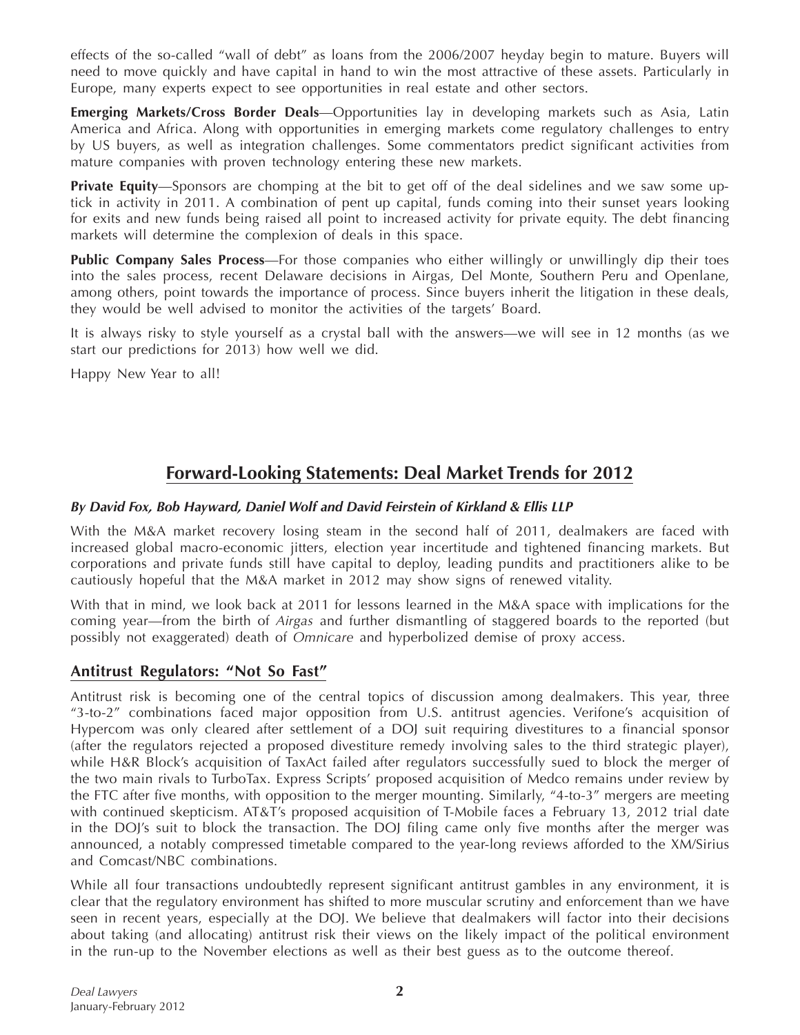effects of the so-called "wall of debt" as loans from the 2006/2007 heyday begin to mature. Buyers will need to move quickly and have capital in hand to win the most attractive of these assets. Particularly in Europe, many experts expect to see opportunities in real estate and other sectors.

**Emerging Markets/Cross Border Deals**—Opportunities lay in developing markets such as Asia, Latin America and Africa. Along with opportunities in emerging markets come regulatory challenges to entry by US buyers, as well as integration challenges. Some commentators predict significant activities from mature companies with proven technology entering these new markets.

**Private Equity**—Sponsors are chomping at the bit to get off of the deal sidelines and we saw some uptick in activity in 2011. A combination of pent up capital, funds coming into their sunset years looking for exits and new funds being raised all point to increased activity for private equity. The debt financing markets will determine the complexion of deals in this space.

**Public Company Sales Process**—For those companies who either willingly or unwillingly dip their toes into the sales process, recent Delaware decisions in Airgas, Del Monte, Southern Peru and Openlane, among others, point towards the importance of process. Since buyers inherit the litigation in these deals, they would be well advised to monitor the activities of the targets' Board.

It is always risky to style yourself as a crystal ball with the answers—we will see in 12 months (as we start our predictions for 2013) how well we did.

Happy New Year to all!

## Forward-Looking Statements: Deal Market Trends for 2012

***By David Fox, Bob Hayward, Daniel Wolf and David Feirstein of Kirkland & Ellis LLP***

With the M&A market recovery losing steam in the second half of 2011, dealmakers are faced with increased global macro-economic jitters, election year incertitude and tightened financing markets. But corporations and private funds still have capital to deploy, leading pundits and practitioners alike to be cautiously hopeful that the M&A market in 2012 may show signs of renewed vitality.

With that in mind, we look back at 2011 for lessons learned in the M&A space with implications for the coming year—from the birth of *Airgas* and further dismantling of staggered boards to the reported (but possibly not exaggerated) death of *Omnicare* and hyperbolized demise of proxy access.

### Antitrust Regulators: "Not So Fast"

Antitrust risk is becoming one of the central topics of discussion among dealmakers. This year, three "3-to-2" combinations faced major opposition from U.S. antitrust agencies. Verifone's acquisition of Hypercom was only cleared after settlement of a DOJ suit requiring divestitures to a financial sponsor (after the regulators rejected a proposed divestiture remedy involving sales to the third strategic player), while H&R Block's acquisition of TaxAct failed after regulators successfully sued to block the merger of the two main rivals to TurboTax. Express Scripts' proposed acquisition of Medco remains under review by the FTC after five months, with opposition to the merger mounting. Similarly, "4-to-3" mergers are meeting with continued skepticism. AT&T's proposed acquisition of T-Mobile faces a February 13, 2012 trial date in the DOJ's suit to block the transaction. The DOJ filing came only five months after the merger was announced, a notably compressed timetable compared to the year-long reviews afforded to the XM/Sirius and Comcast/NBC combinations.

While all four transactions undoubtedly represent significant antitrust gambles in any environment, it is clear that the regulatory environment has shifted to more muscular scrutiny and enforcement than we have seen in recent years, especially at the DOJ. We believe that dealmakers will factor into their decisions about taking (and allocating) antitrust risk their views on the likely impact of the political environment in the run-up to the November elections as well as their best guess as to the outcome thereof.